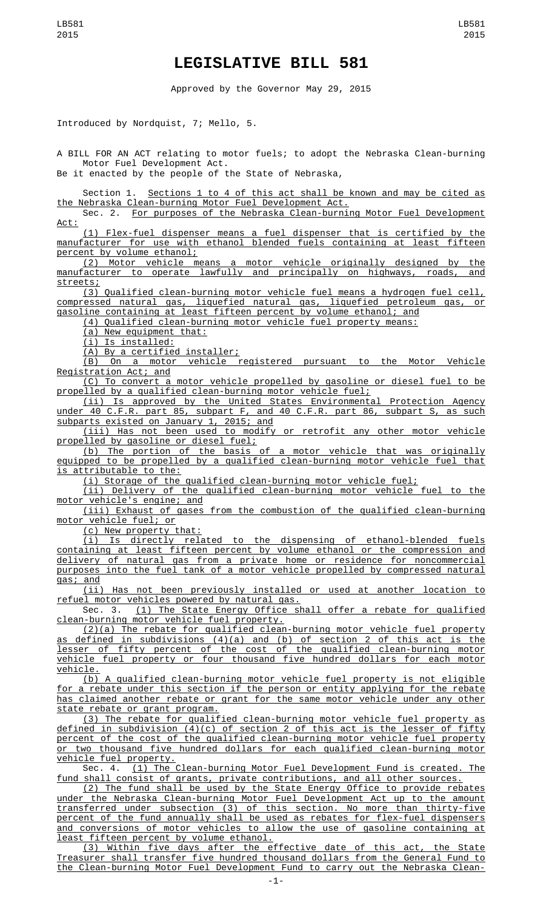# LEGISLATIVE BILL 581

Approved by the Governor May 29, 2015

Introduced by Nordquist, 7; Mello, 5.

A BILL FOR AN ACT relating to motor fuels; to adopt the Nebraska Clean-burning Motor Fuel Development Act.

Be it enacted by the people of the State of Nebraska,

Section 1. Sections 1 to 4 of this act shall be known and may be cited as the Nebraska Clean-burning Motor Fuel Development Act.

Sec. 2. For purposes of the Nebraska Clean-burning Motor Fuel Development Act:

(1) Flex-fuel dispenser means a fuel dispenser that is certified by the manufacturer for use with ethanol blended fuels containing at least fifteen percent by volume ethanol;

(2) Motor vehicle means a motor vehicle originally designed by the manufacturer to operate lawfully and principally on highways, roads, and streets;

(3) Qualified clean-burning motor vehicle fuel means a hydrogen fuel cell, compressed natural gas, liquefied natural gas, liquefied petroleum gas, or gasoline containing at least fifteen percent by volume ethanol; and

(4) Qualified clean-burning motor vehicle fuel property means:

(a) New equipment that:

(i) Is installed:

(A) By a certified installer;

(B) On a motor vehicle registered pursuant to the Motor Vehicle Registration Act; and

(C) To convert a motor vehicle propelled by gasoline or diesel fuel to be propelled by a qualified clean-burning motor vehicle fuel;

(ii) Is approved by the United States Environmental Protection Agency under 40 C.F.R. part 85, subpart F, and 40 C.F.R. part 86, subpart S, as such subparts existed on January 1, 2015; and

(iii) Has not been used to modify or retrofit any other motor vehicle propelled by gasoline or diesel fuel;

(b) The portion of the basis of a motor vehicle that was originally equipped to be propelled by a qualified clean-burning motor vehicle fuel that is attributable to the:

(i) Storage of the qualified clean-burning motor vehicle fuel;

(ii) Delivery of the qualified clean-burning motor vehicle fuel to the motor vehicle's engine; and

(iii) Exhaust of gases from the combustion of the qualified clean-burning motor vehicle fuel; or

(c) New property that:

(i) Is directly related to the dispensing of ethanol-blended fuels containing at least fifteen percent by volume ethanol or the compression and delivery of natural gas from a private home or residence for noncommercial purposes into the fuel tank of a motor vehicle propelled by compressed natural gas; and

(ii) Has not been previously installed or used at another location to refuel motor vehicles powered by natural gas.

Sec. 3. (1) The State Energy Office shall offer a rebate for qualified clean-burning motor vehicle fuel property.

(2)(a) The rebate for qualified clean-burning motor vehicle fuel property as defined in subdivisions (4)(a) and (b) of section 2 of this act is the lesser of fifty percent of the cost of the qualified clean-burning motor vehicle fuel property or four thousand five hundred dollars for each motor vehicle.

(b) A qualified clean-burning motor vehicle fuel property is not eligible for a rebate under this section if the person or entity applying for the rebate has claimed another rebate or grant for the same motor vehicle under any other state rebate or grant program.

(3) The rebate for qualified clean-burning motor vehicle fuel property as defined in subdivision (4)(c) of section 2 of this act is the lesser of fifty percent of the cost of the qualified clean-burning motor vehicle fuel property or two thousand five hundred dollars for each qualified clean-burning motor vehicle fuel property.

Sec. 4. (1) The Clean-burning Motor Fuel Development Fund is created. The fund shall consist of grants, private contributions, and all other sources.

(2) The fund shall be used by the State Energy Office to provide rebates under the Nebraska Clean-burning Motor Fuel Development Act up to the amount transferred under subsection (3) of this section. No more than thirty-five percent of the fund annually shall be used as rebates for flex-fuel dispensers and conversions of motor vehicles to allow the use of gasoline containing at least fifteen percent by volume ethanol.

(3) Within five days after the effective date of this act, the State Treasurer shall transfer five hundred thousand dollars from the General Fund to the Clean-burning Motor Fuel Development Fund to carry out the Nebraska Clean-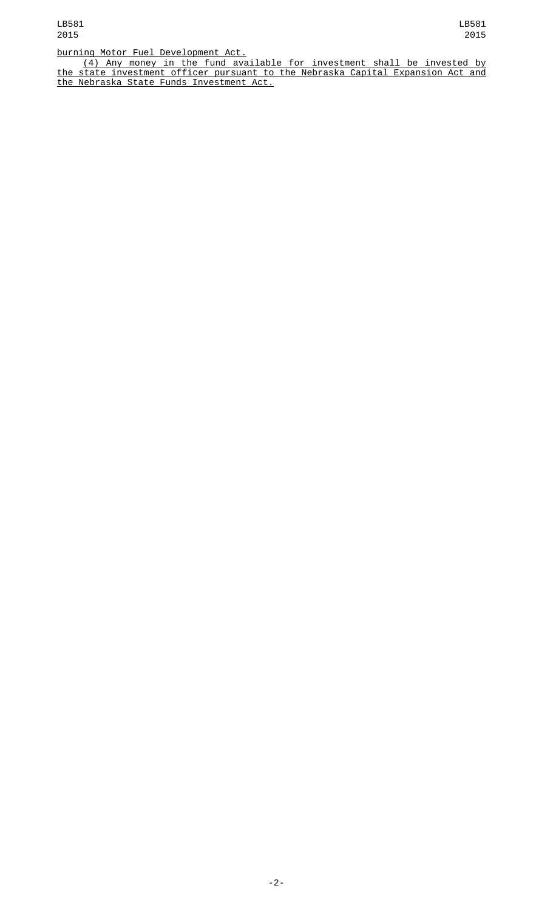burning Motor Fuel Development Act.

(4) Any money in the fund available for investment shall be invested by the state investment officer pursuant to the Nebraska Capital Expansion Act and the Nebraska State Funds Investment Act.